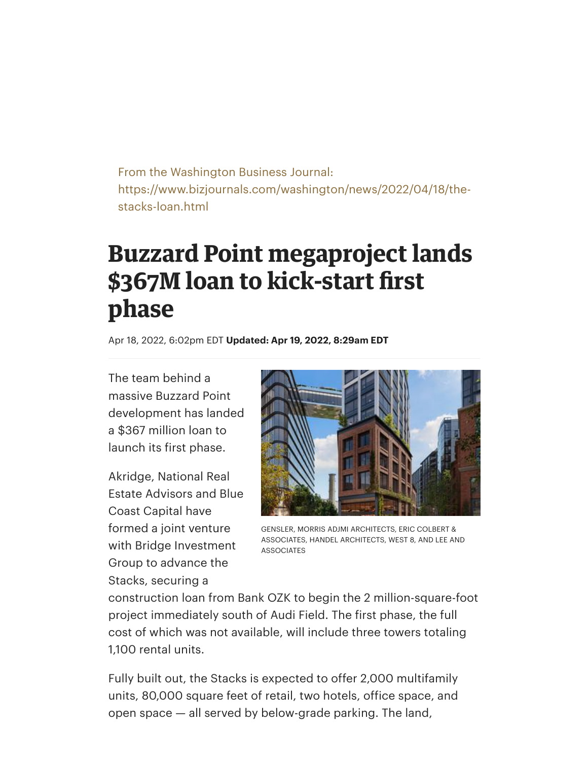From the Washington Business Journal:
https://www.bizjournals.com/washington/news/2022/04/18/the-stacks-loan.html

# Buzzard Point megaproject lands $367M loan to kick-start first phase

Apr 18, 2022, 6:02pm EDT **Updated: Apr 19, 2022, 8:29am EDT**

The team behind a massive Buzzard Point development has landed a $367 million loan to launch its first phase.

GENSLER, MORRIS ADJMI ARCHITECTS, ERIC COLBERT & ASSOCIATES, HANDEL ARCHITECTS, WEST 8, AND LEE AND ASSOCIATES

Akridge, National Real Estate Advisors and Blue Coast Capital have formed a joint venture with Bridge Investment Group to advance the Stacks, securing a construction loan from Bank OZK to begin the 2 million-square-foot project immediately south of Audi Field. The first phase, the full cost of which was not available, will include three towers totaling 1,100 rental units.

Fully built out, the Stacks is expected to offer 2,000 multifamily units, 80,000 square feet of retail, two hotels, office space, and open space — all served by below-grade parking. The land,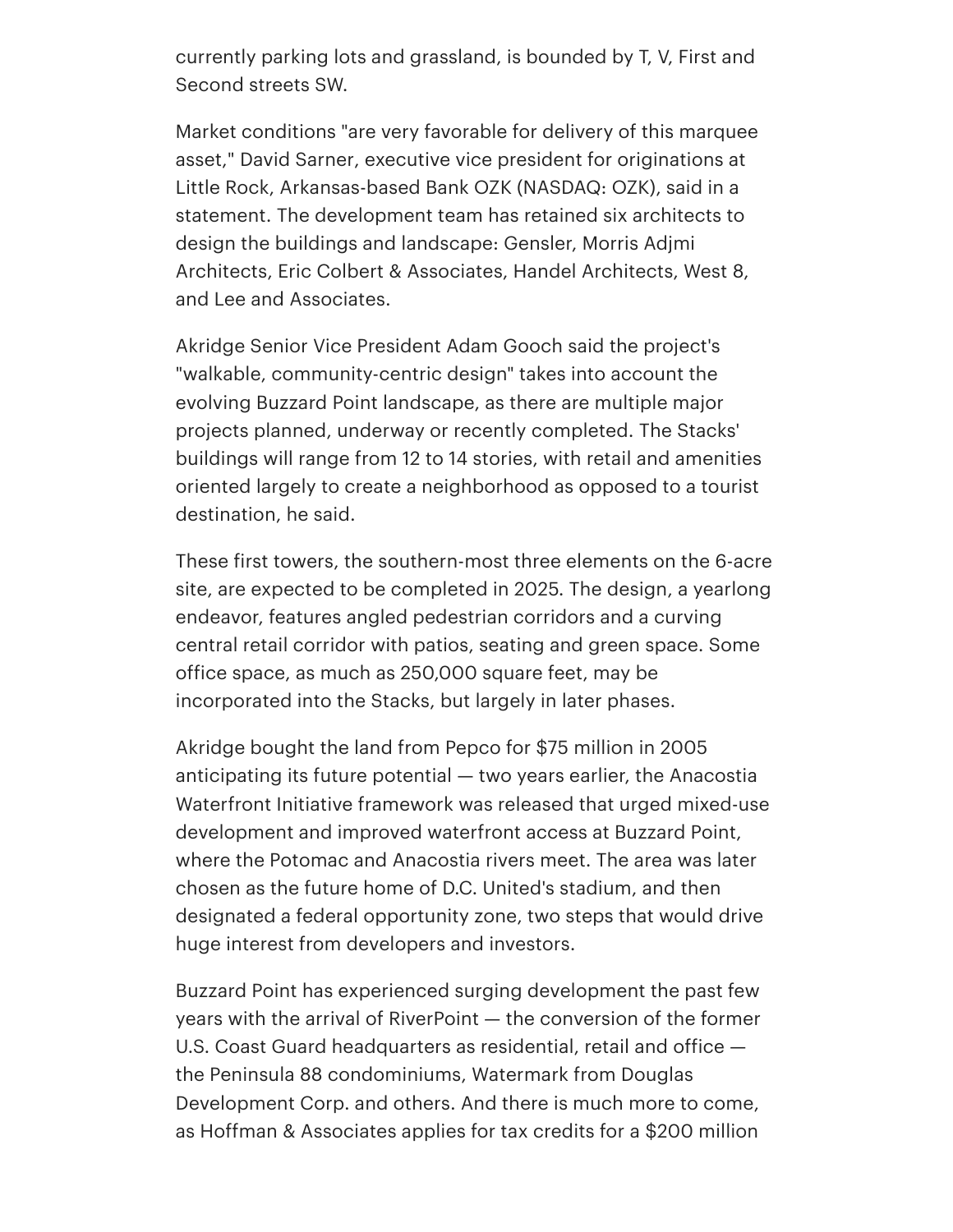currently parking lots and grassland, is bounded by T, V, First and Second streets SW.

Market conditions "are very favorable for delivery of this marquee asset," David Sarner, executive vice president for originations at Little Rock, Arkansas-based Bank OZK (NASDAQ: OZK), said in a statement. The development team has retained six architects to design the buildings and landscape: Gensler, Morris Adjmi Architects, Eric Colbert & Associates, Handel Architects, West 8, and Lee and Associates.

Akridge Senior Vice President Adam Gooch said the project's "walkable, community-centric design" takes into account the evolving Buzzard Point landscape, as there are multiple major projects planned, underway or recently completed. The Stacks' buildings will range from 12 to 14 stories, with retail and amenities oriented largely to create a neighborhood as opposed to a tourist destination, he said.

These first towers, the southern-most three elements on the 6-acre site, are expected to be completed in 2025. The design, a yearlong endeavor, features angled pedestrian corridors and a curving central retail corridor with patios, seating and green space. Some office space, as much as 250,000 square feet, may be incorporated into the Stacks, but largely in later phases.

Akridge bought the land from Pepco for $75 million in 2005 anticipating its future potential — two years earlier, the Anacostia Waterfront Initiative framework was released that urged mixed-use development and improved waterfront access at Buzzard Point, where the Potomac and Anacostia rivers meet. The area was later chosen as the future home of D.C. United's stadium, and then designated a federal opportunity zone, two steps that would drive huge interest from developers and investors.

Buzzard Point has experienced surging development the past few years with the arrival of RiverPoint — the conversion of the former U.S. Coast Guard headquarters as residential, retail and office — the Peninsula 88 condominiums, Watermark from Douglas Development Corp. and others. And there is much more to come, as Hoffman & Associates applies for tax credits for a $200 million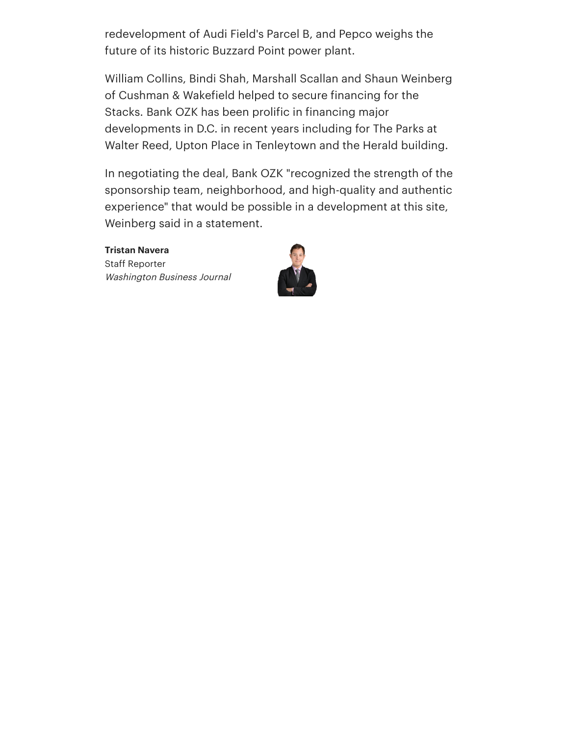redevelopment of Audi Field's Parcel B, and Pepco weighs the future of its historic Buzzard Point power plant.

William Collins, Bindi Shah, Marshall Scallan and Shaun Weinberg of Cushman & Wakefield helped to secure financing for the Stacks. Bank OZK has been prolific in financing major developments in D.C. in recent years including for The Parks at Walter Reed, Upton Place in Tenleytown and the Herald building.

In negotiating the deal, Bank OZK "recognized the strength of the sponsorship team, neighborhood, and high-quality and authentic experience" that would be possible in a development at this site, Weinberg said in a statement.

**Tristan Navera**
Staff Reporter
*Washington Business Journal*